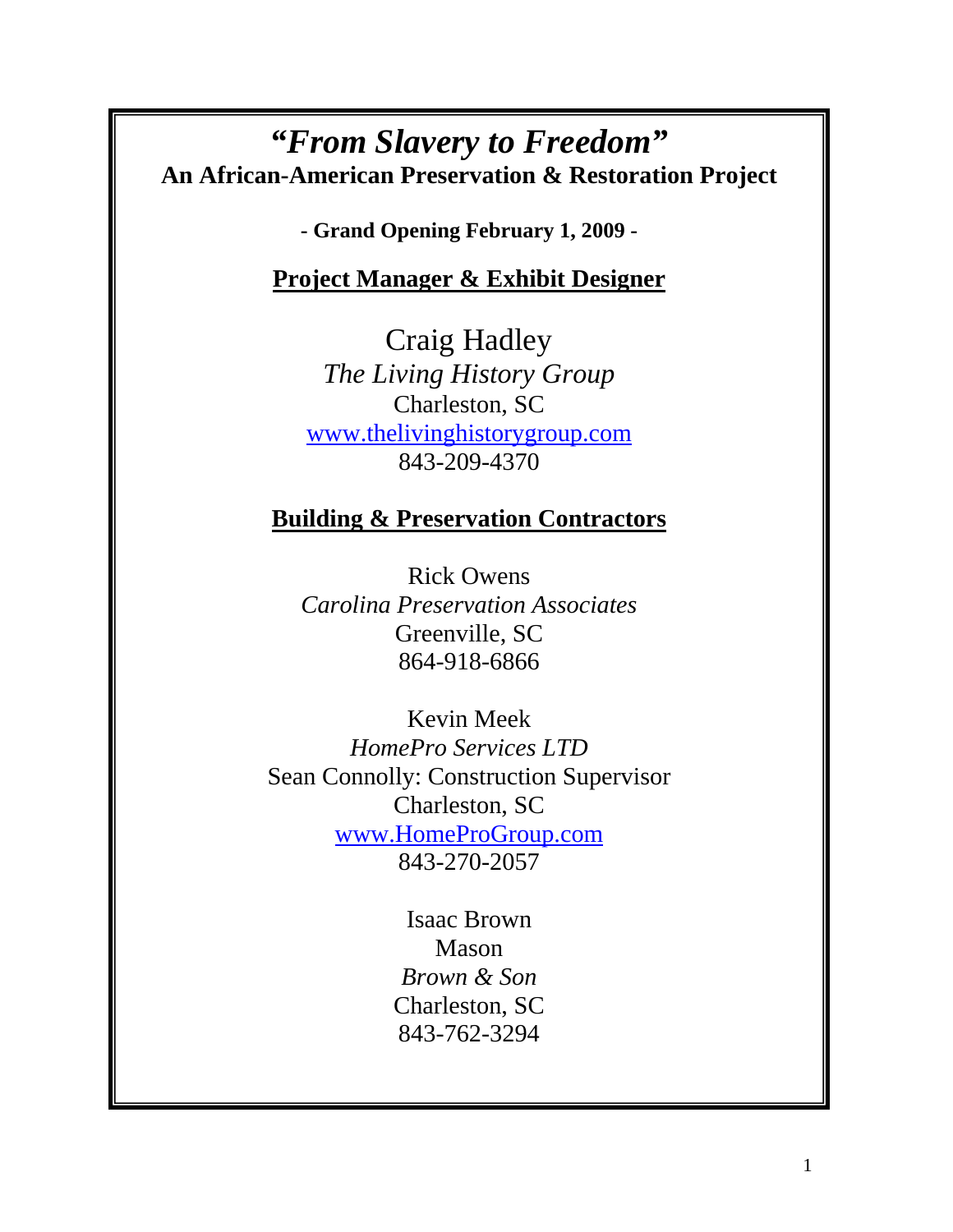# *"From Slavery to Freedom"*

**An African-American Preservation & Restoration Project**

**- Grand Opening February 1, 2009 -**

## Project Manager & Exhibit Designer

Craig Hadley
*The Living History Group*
Charleston, SC
www.thelivinghistorygroup.com
843-209-4370

## Building & Preservation Contractors

Rick Owens
*Carolina Preservation Associates*
Greenville, SC
864-918-6866

Kevin Meek
*HomePro Services LTD*
Sean Connolly: Construction Supervisor
Charleston, SC
www.HomeProGroup.com
843-270-2057

Isaac Brown
Mason
*Brown & Son*
Charleston, SC
843-762-3294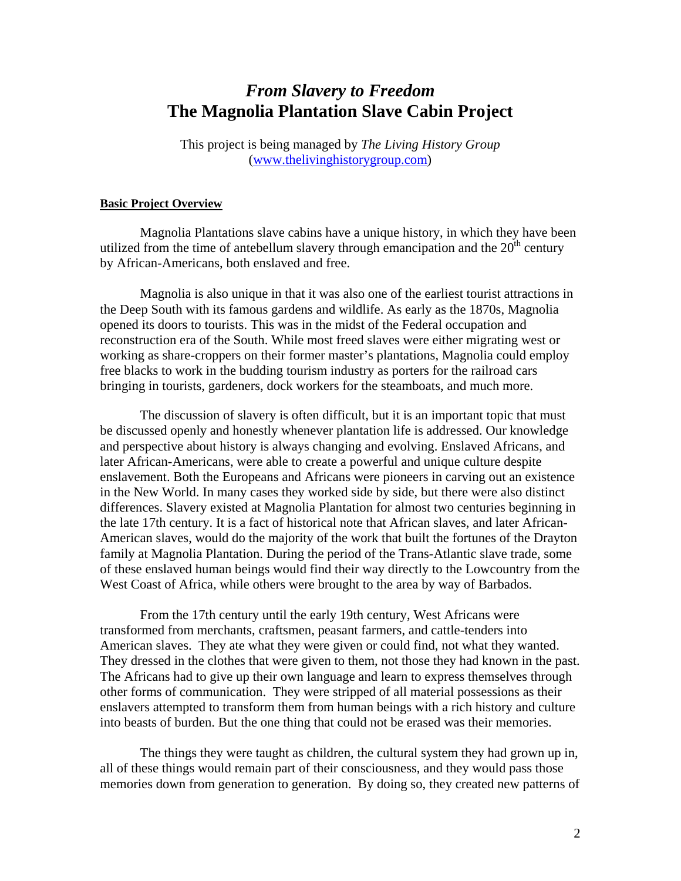# *From Slavery to Freedom*
# The Magnolia Plantation Slave Cabin Project

This project is being managed by *The Living History Group* ([www.thelivinghistorygroup.com](www.thelivinghistorygroup.com))

**Basic Project Overview**

Magnolia Plantations slave cabins have a unique history, in which they have been utilized from the time of antebellum slavery through emancipation and the 20th century by African-Americans, both enslaved and free.

Magnolia is also unique in that it was also one of the earliest tourist attractions in the Deep South with its famous gardens and wildlife. As early as the 1870s, Magnolia opened its doors to tourists. This was in the midst of the Federal occupation and reconstruction era of the South. While most freed slaves were either migrating west or working as share-croppers on their former master's plantations, Magnolia could employ free blacks to work in the budding tourism industry as porters for the railroad cars bringing in tourists, gardeners, dock workers for the steamboats, and much more.

The discussion of slavery is often difficult, but it is an important topic that must be discussed openly and honestly whenever plantation life is addressed. Our knowledge and perspective about history is always changing and evolving. Enslaved Africans, and later African-Americans, were able to create a powerful and unique culture despite enslavement. Both the Europeans and Africans were pioneers in carving out an existence in the New World. In many cases they worked side by side, but there were also distinct differences. Slavery existed at Magnolia Plantation for almost two centuries beginning in the late 17th century. It is a fact of historical note that African slaves, and later African-American slaves, would do the majority of the work that built the fortunes of the Drayton family at Magnolia Plantation. During the period of the Trans-Atlantic slave trade, some of these enslaved human beings would find their way directly to the Lowcountry from the West Coast of Africa, while others were brought to the area by way of Barbados.

From the 17th century until the early 19th century, West Africans were transformed from merchants, craftsmen, peasant farmers, and cattle-tenders into American slaves. They ate what they were given or could find, not what they wanted. They dressed in the clothes that were given to them, not those they had known in the past. The Africans had to give up their own language and learn to express themselves through other forms of communication. They were stripped of all material possessions as their enslavers attempted to transform them from human beings with a rich history and culture into beasts of burden. But the one thing that could not be erased was their memories.

The things they were taught as children, the cultural system they had grown up in, all of these things would remain part of their consciousness, and they would pass those memories down from generation to generation. By doing so, they created new patterns of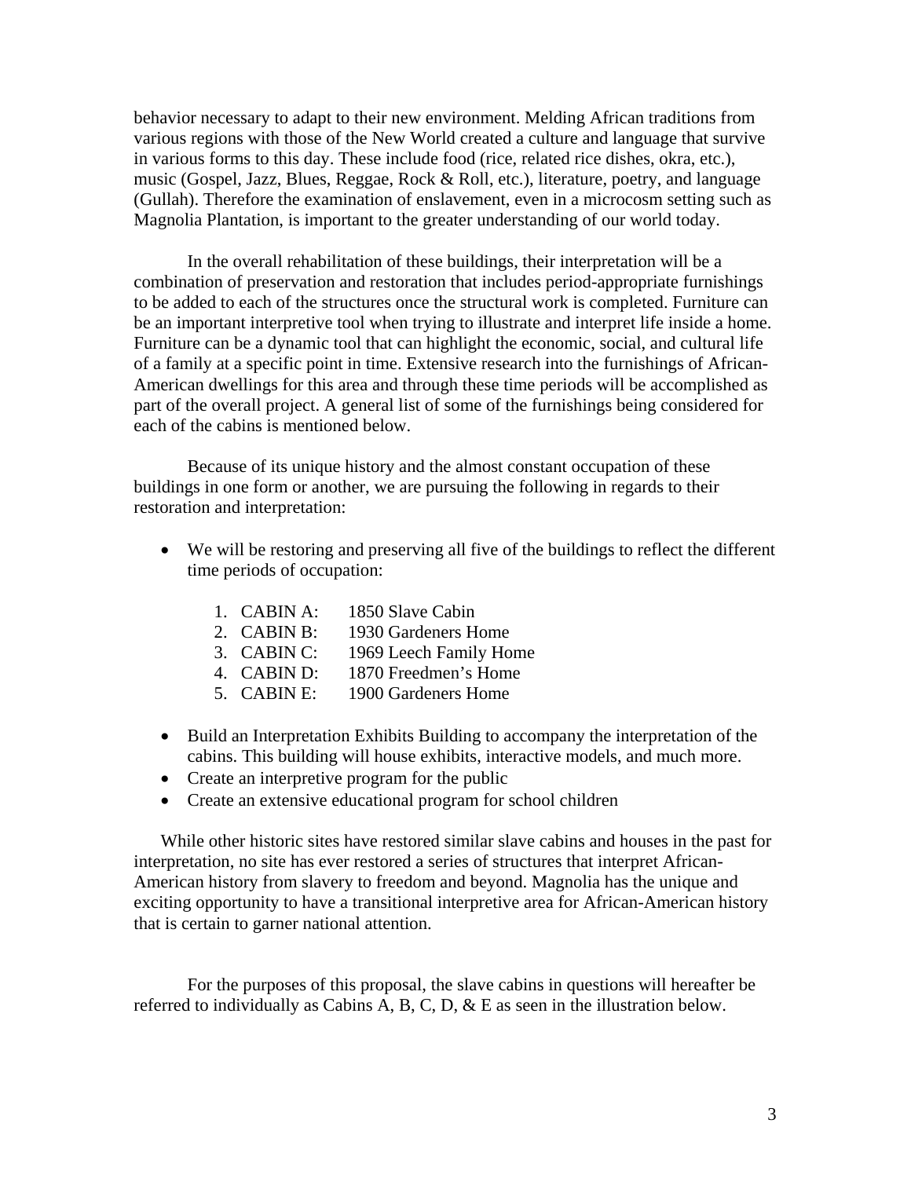behavior necessary to adapt to their new environment. Melding African traditions from various regions with those of the New World created a culture and language that survive in various forms to this day. These include food (rice, related rice dishes, okra, etc.), music (Gospel, Jazz, Blues, Reggae, Rock & Roll, etc.), literature, poetry, and language (Gullah). Therefore the examination of enslavement, even in a microcosm setting such as Magnolia Plantation, is important to the greater understanding of our world today.

In the overall rehabilitation of these buildings, their interpretation will be a combination of preservation and restoration that includes period-appropriate furnishings to be added to each of the structures once the structural work is completed. Furniture can be an important interpretive tool when trying to illustrate and interpret life inside a home. Furniture can be a dynamic tool that can highlight the economic, social, and cultural life of a family at a specific point in time. Extensive research into the furnishings of African-American dwellings for this area and through these time periods will be accomplished as part of the overall project. A general list of some of the furnishings being considered for each of the cabins is mentioned below.

Because of its unique history and the almost constant occupation of these buildings in one form or another, we are pursuing the following in regards to their restoration and interpretation:

- We will be restoring and preserving all five of the buildings to reflect the different time periods of occupation:
    1. CABIN A: 1850 Slave Cabin
    2. CABIN B: 1930 Gardeners Home
    3. CABIN C: 1969 Leech Family Home
    4. CABIN D: 1870 Freedmen's Home
    5. CABIN E: 1900 Gardeners Home
- Build an Interpretation Exhibits Building to accompany the interpretation of the cabins. This building will house exhibits, interactive models, and much more.
- Create an interpretive program for the public
- Create an extensive educational program for school children

While other historic sites have restored similar slave cabins and houses in the past for interpretation, no site has ever restored a series of structures that interpret African-American history from slavery to freedom and beyond. Magnolia has the unique and exciting opportunity to have a transitional interpretive area for African-American history that is certain to garner national attention.

For the purposes of this proposal, the slave cabins in questions will hereafter be referred to individually as Cabins A, B, C, D, & E as seen in the illustration below.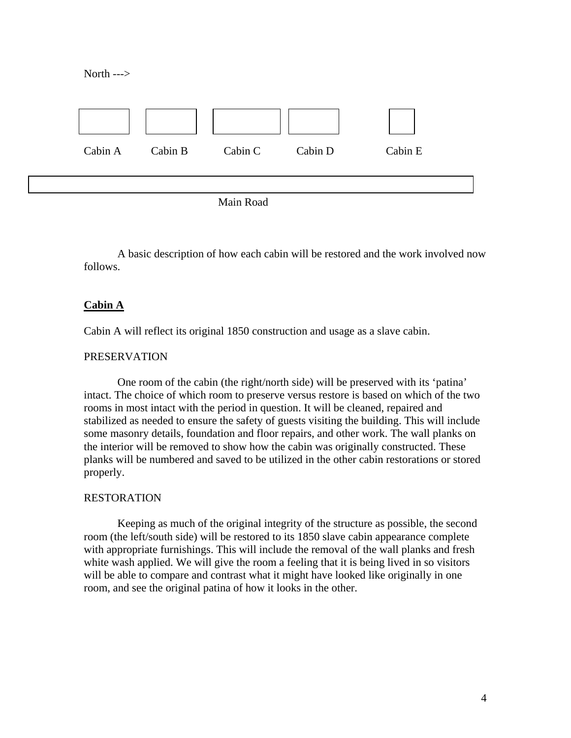North --->

Cabin A Cabin B Cabin C Cabin D Cabin E

Main Road

A basic description of how each cabin will be restored and the work involved now follows.

## **Cabin A**

Cabin A will reflect its original 1850 construction and usage as a slave cabin.

### PRESERVATION

One room of the cabin (the right/north side) will be preserved with its 'patina' intact. The choice of which room to preserve versus restore is based on which of the two rooms in most intact with the period in question. It will be cleaned, repaired and stabilized as needed to ensure the safety of guests visiting the building. This will include some masonry details, foundation and floor repairs, and other work. The wall planks on the interior will be removed to show how the cabin was originally constructed. These planks will be numbered and saved to be utilized in the other cabin restorations or stored properly.

### RESTORATION

Keeping as much of the original integrity of the structure as possible, the second room (the left/south side) will be restored to its 1850 slave cabin appearance complete with appropriate furnishings. This will include the removal of the wall planks and fresh white wash applied. We will give the room a feeling that it is being lived in so visitors will be able to compare and contrast what it might have looked like originally in one room, and see the original patina of how it looks in the other.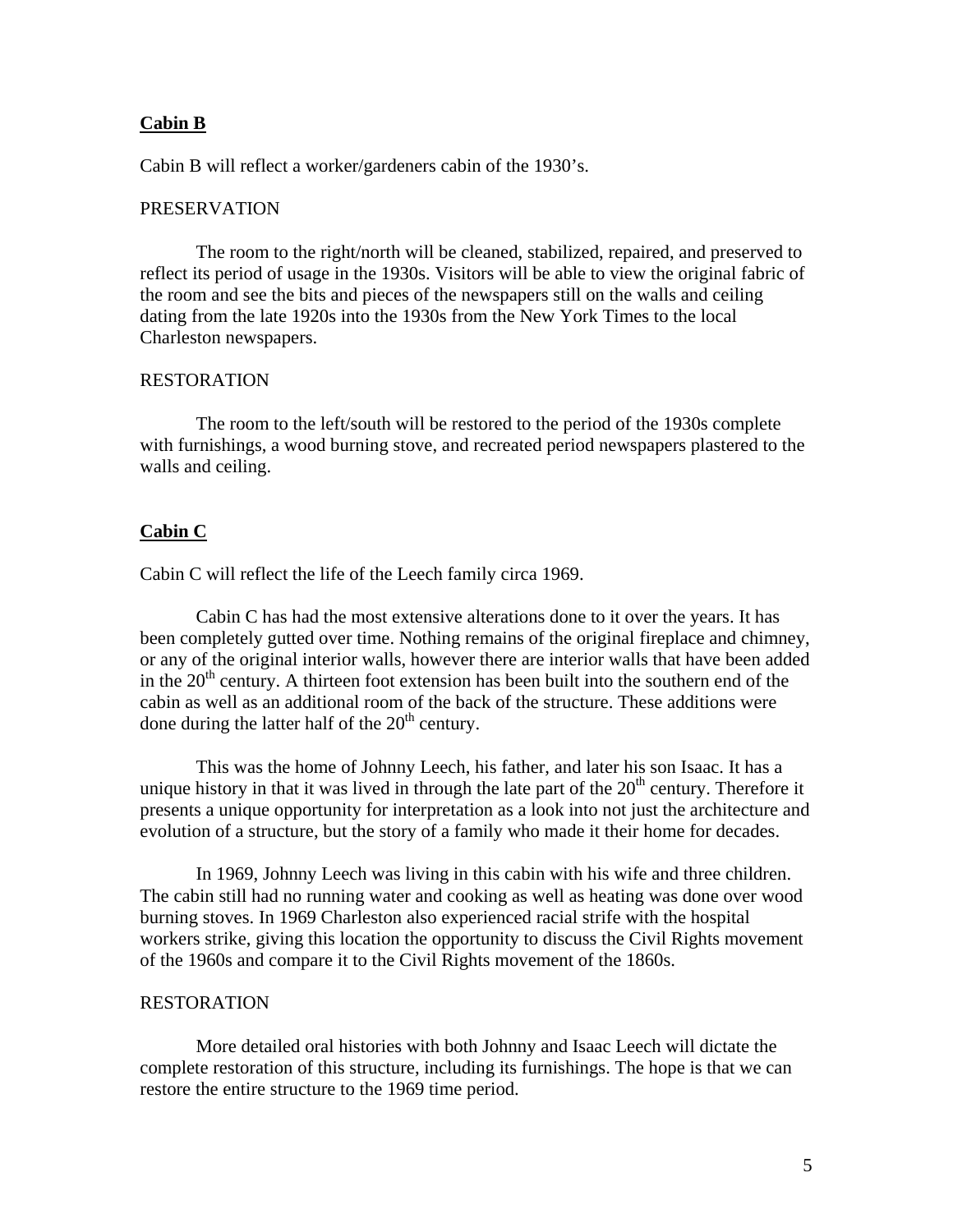**Cabin B**

Cabin B will reflect a worker/gardeners cabin of the 1930's.

PRESERVATION

The room to the right/north will be cleaned, stabilized, repaired, and preserved to reflect its period of usage in the 1930s. Visitors will be able to view the original fabric of the room and see the bits and pieces of the newspapers still on the walls and ceiling dating from the late 1920s into the 1930s from the New York Times to the local Charleston newspapers.

RESTORATION

The room to the left/south will be restored to the period of the 1930s complete with furnishings, a wood burning stove, and recreated period newspapers plastered to the walls and ceiling.

**Cabin C**

Cabin C will reflect the life of the Leech family circa 1969.

Cabin C has had the most extensive alterations done to it over the years. It has been completely gutted over time. Nothing remains of the original fireplace and chimney, or any of the original interior walls, however there are interior walls that have been added in the 20th century. A thirteen foot extension has been built into the southern end of the cabin as well as an additional room of the back of the structure. These additions were done during the latter half of the 20th century.

This was the home of Johnny Leech, his father, and later his son Isaac. It has a unique history in that it was lived in through the late part of the 20th century. Therefore it presents a unique opportunity for interpretation as a look into not just the architecture and evolution of a structure, but the story of a family who made it their home for decades.

In 1969, Johnny Leech was living in this cabin with his wife and three children. The cabin still had no running water and cooking as well as heating was done over wood burning stoves. In 1969 Charleston also experienced racial strife with the hospital workers strike, giving this location the opportunity to discuss the Civil Rights movement of the 1960s and compare it to the Civil Rights movement of the 1860s.

RESTORATION

More detailed oral histories with both Johnny and Isaac Leech will dictate the complete restoration of this structure, including its furnishings. The hope is that we can restore the entire structure to the 1969 time period.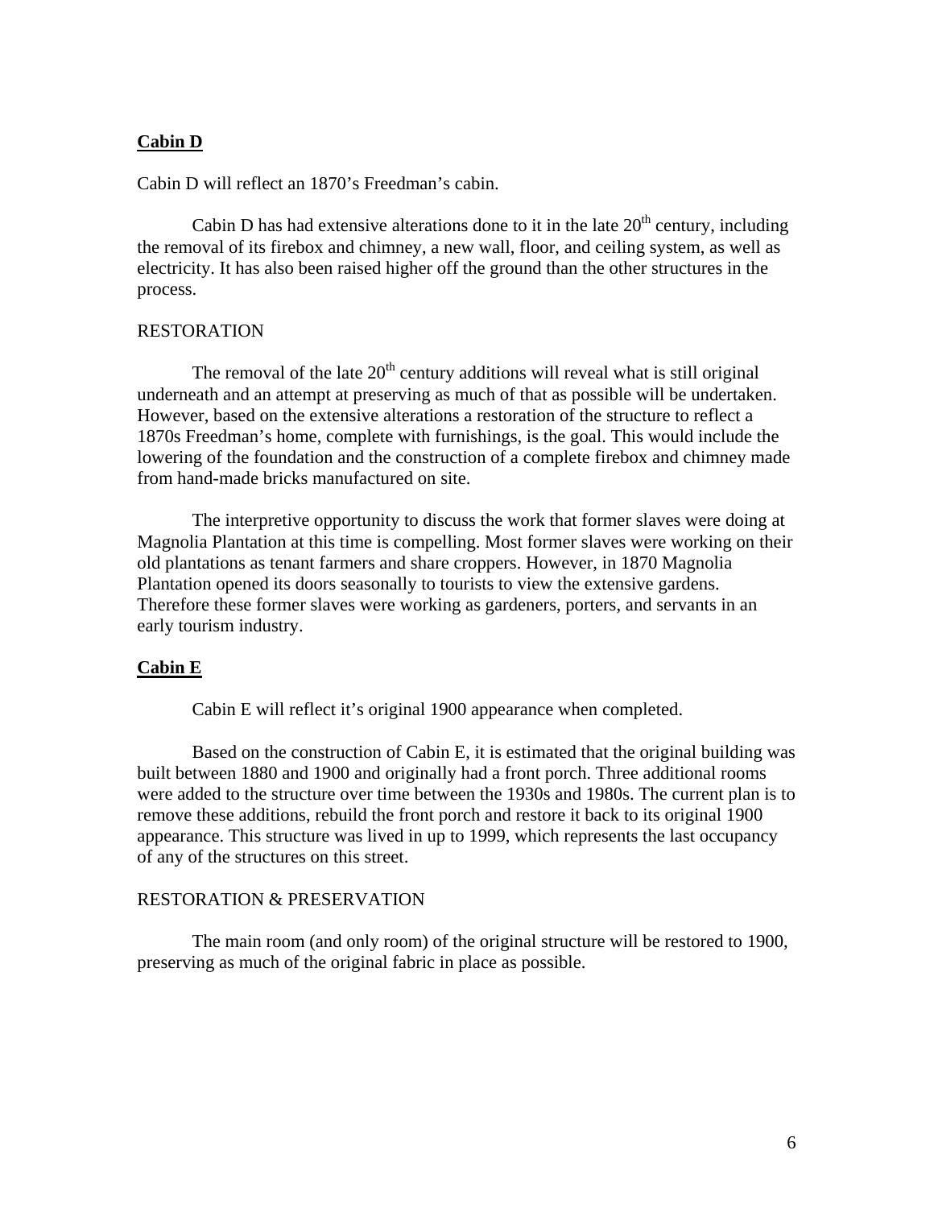## **Cabin D**

Cabin D will reflect an 1870's Freedman's cabin.

Cabin D has had extensive alterations done to it in the late 20th century, including the removal of its firebox and chimney, a new wall, floor, and ceiling system, as well as electricity. It has also been raised higher off the ground than the other structures in the process.

### RESTORATION

The removal of the late 20th century additions will reveal what is still original underneath and an attempt at preserving as much of that as possible will be undertaken. However, based on the extensive alterations a restoration of the structure to reflect a 1870s Freedman's home, complete with furnishings, is the goal. This would include the lowering of the foundation and the construction of a complete firebox and chimney made from hand-made bricks manufactured on site.

The interpretive opportunity to discuss the work that former slaves were doing at Magnolia Plantation at this time is compelling. Most former slaves were working on their old plantations as tenant farmers and share croppers. However, in 1870 Magnolia Plantation opened its doors seasonally to tourists to view the extensive gardens. Therefore these former slaves were working as gardeners, porters, and servants in an early tourism industry.

## **Cabin E**

Cabin E will reflect it's original 1900 appearance when completed.

Based on the construction of Cabin E, it is estimated that the original building was built between 1880 and 1900 and originally had a front porch. Three additional rooms were added to the structure over time between the 1930s and 1980s. The current plan is to remove these additions, rebuild the front porch and restore it back to its original 1900 appearance. This structure was lived in up to 1999, which represents the last occupancy of any of the structures on this street.

### RESTORATION & PRESERVATION

The main room (and only room) of the original structure will be restored to 1900, preserving as much of the original fabric in place as possible.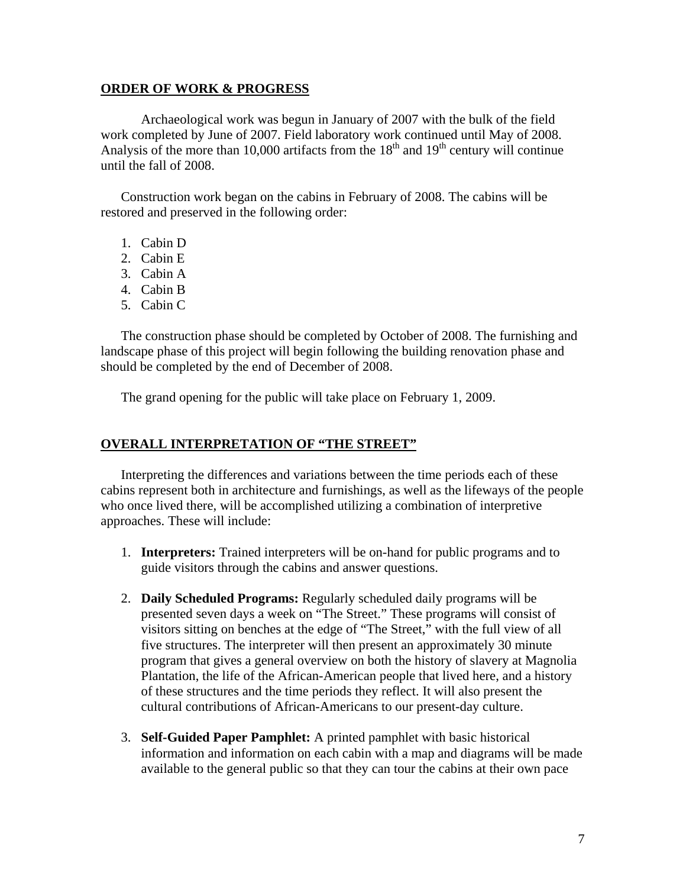## ORDER OF WORK & PROGRESS

Archaeological work was begun in January of 2007 with the bulk of the field work completed by June of 2007. Field laboratory work continued until May of 2008. Analysis of the more than 10,000 artifacts from the $18^{th}$ and $19^{th}$ century will continue until the fall of 2008.

Construction work began on the cabins in February of 2008. The cabins will be restored and preserved in the following order:

1. Cabin D
2. Cabin E
3. Cabin A
4. Cabin B
5. Cabin C

The construction phase should be completed by October of 2008. The furnishing and landscape phase of this project will begin following the building renovation phase and should be completed by the end of December of 2008.

The grand opening for the public will take place on February 1, 2009.

## OVERALL INTERPRETATION OF "THE STREET"

Interpreting the differences and variations between the time periods each of these cabins represent both in architecture and furnishings, as well as the lifeways of the people who once lived there, will be accomplished utilizing a combination of interpretive approaches. These will include:

1. **Interpreters:** Trained interpreters will be on-hand for public programs and to guide visitors through the cabins and answer questions.

2. **Daily Scheduled Programs:** Regularly scheduled daily programs will be presented seven days a week on "The Street." These programs will consist of visitors sitting on benches at the edge of "The Street," with the full view of all five structures. The interpreter will then present an approximately 30 minute program that gives a general overview on both the history of slavery at Magnolia Plantation, the life of the African-American people that lived here, and a history of these structures and the time periods they reflect. It will also present the cultural contributions of African-Americans to our present-day culture.

3. **Self-Guided Paper Pamphlet:** A printed pamphlet with basic historical information and information on each cabin with a map and diagrams will be made available to the general public so that they can tour the cabins at their own pace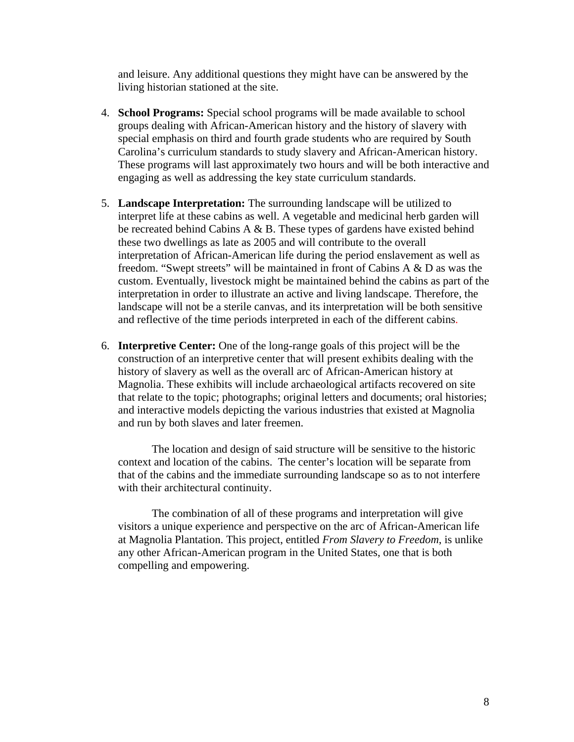and leisure. Any additional questions they might have can be answered by the living historian stationed at the site.

4. **School Programs:** Special school programs will be made available to school groups dealing with African-American history and the history of slavery with special emphasis on third and fourth grade students who are required by South Carolina's curriculum standards to study slavery and African-American history. These programs will last approximately two hours and will be both interactive and engaging as well as addressing the key state curriculum standards.

5. **Landscape Interpretation:** The surrounding landscape will be utilized to interpret life at these cabins as well. A vegetable and medicinal herb garden will be recreated behind Cabins A & B. These types of gardens have existed behind these two dwellings as late as 2005 and will contribute to the overall interpretation of African-American life during the period enslavement as well as freedom. "Swept streets" will be maintained in front of Cabins A & D as was the custom. Eventually, livestock might be maintained behind the cabins as part of the interpretation in order to illustrate an active and living landscape. Therefore, the landscape will not be a sterile canvas, and its interpretation will be both sensitive and reflective of the time periods interpreted in each of the different cabins.

6. **Interpretive Center:** One of the long-range goals of this project will be the construction of an interpretive center that will present exhibits dealing with the history of slavery as well as the overall arc of African-American history at Magnolia. These exhibits will include archaeological artifacts recovered on site that relate to the topic; photographs; original letters and documents; oral histories; and interactive models depicting the various industries that existed at Magnolia and run by both slaves and later freemen.

   The location and design of said structure will be sensitive to the historic context and location of the cabins. The center's location will be separate from that of the cabins and the immediate surrounding landscape so as to not interfere with their architectural continuity.

   The combination of all of these programs and interpretation will give visitors a unique experience and perspective on the arc of African-American life at Magnolia Plantation. This project, entitled *From Slavery to Freedom*, is unlike any other African-American program in the United States, one that is both compelling and empowering.